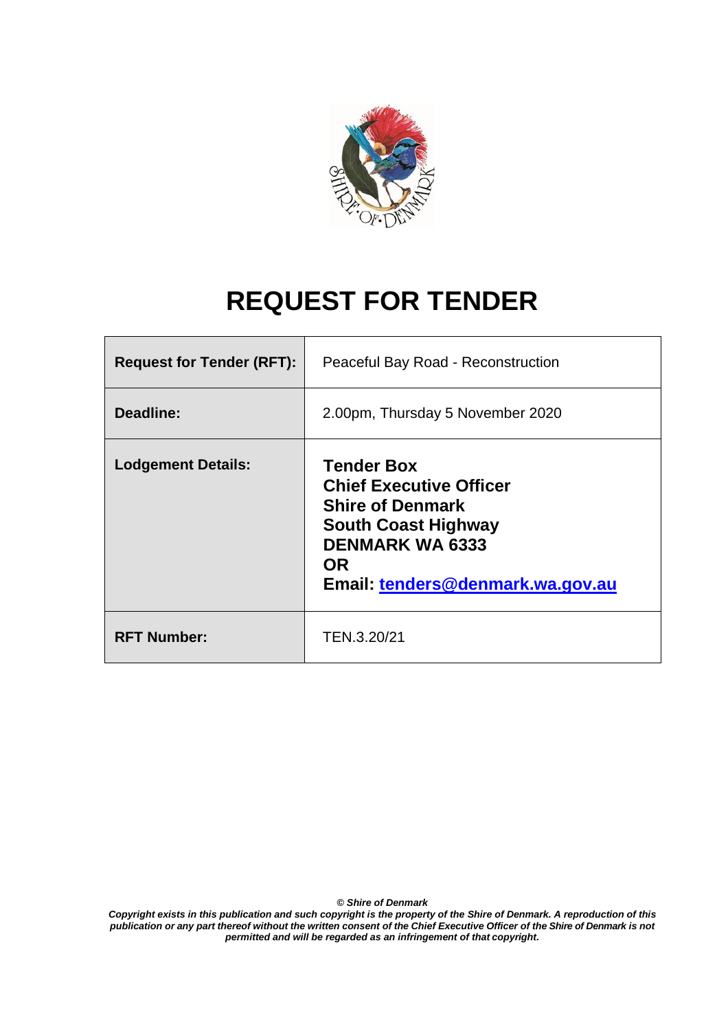# REQUEST FOR TENDER

| Request for Tender (RFT): | Peaceful Bay Road - Reconstruction |
|---|---|
| Deadline: | 2.00pm, Thursday 5 November 2020 |
| Lodgement Details: | **Tender Box**<br>**Chief Executive Officer**<br>**Shire of Denmark**<br>**South Coast Highway**<br>**DENMARK WA 6333**<br>**OR**<br>**Email: tenders@denmark.wa.gov.au** |
| RFT Number: | TEN.3.20/21 |

***© Shire of Denmark***

***Copyright exists in this publication and such copyright is the property of the Shire of Denmark. A reproduction of this publication or any part thereof without the written consent of the Chief Executive Officer of the Shire of Denmark is not permitted and will be regarded as an infringement of that copyright.***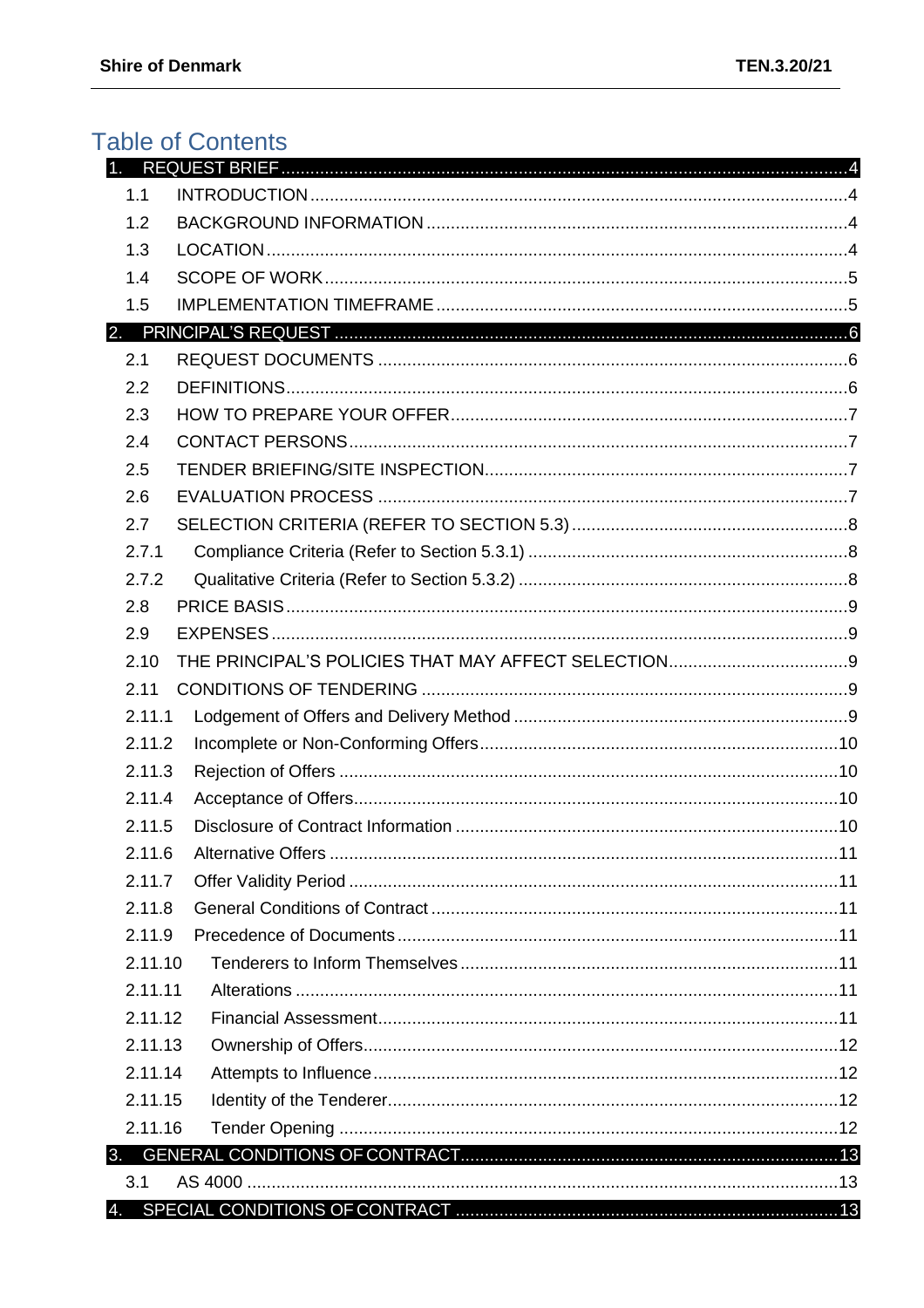# Table of Contents

| | | |
|---|---|---|
| **1.** | **REQUEST BRIEF** | **4** |
| 1.1 | INTRODUCTION | 4 |
| 1.2 | BACKGROUND INFORMATION | 4 |
| 1.3 | LOCATION | 4 |
| 1.4 | SCOPE OF WORK | 5 |
| 1.5 | IMPLEMENTATION TIMEFRAME | 5 |
| **2.** | **PRINCIPAL'S REQUEST** | **6** |
| 2.1 | REQUEST DOCUMENTS | 6 |
| 2.2 | DEFINITIONS | 6 |
| 2.3 | HOW TO PREPARE YOUR OFFER | 7 |
| 2.4 | CONTACT PERSONS | 7 |
| 2.5 | TENDER BRIEFING/SITE INSPECTION | 7 |
| 2.6 | EVALUATION PROCESS | 7 |
| 2.7 | SELECTION CRITERIA (REFER TO SECTION 5.3) | 8 |
| 2.7.1 | Compliance Criteria (Refer to Section 5.3.1) | 8 |
| 2.7.2 | Qualitative Criteria (Refer to Section 5.3.2) | 8 |
| 2.8 | PRICE BASIS | 9 |
| 2.9 | EXPENSES | 9 |
| 2.10 | THE PRINCIPAL'S POLICIES THAT MAY AFFECT SELECTION | 9 |
| 2.11 | CONDITIONS OF TENDERING | 9 |
| 2.11.1 | Lodgement of Offers and Delivery Method | 9 |
| 2.11.2 | Incomplete or Non-Conforming Offers | 10 |
| 2.11.3 | Rejection of Offers | 10 |
| 2.11.4 | Acceptance of Offers | 10 |
| 2.11.5 | Disclosure of Contract Information | 10 |
| 2.11.6 | Alternative Offers | 11 |
| 2.11.7 | Offer Validity Period | 11 |
| 2.11.8 | General Conditions of Contract | 11 |
| 2.11.9 | Precedence of Documents | 11 |
| 2.11.10 | Tenderers to Inform Themselves | 11 |
| 2.11.11 | Alterations | 11 |
| 2.11.12 | Financial Assessment | 11 |
| 2.11.13 | Ownership of Offers | 12 |
| 2.11.14 | Attempts to Influence | 12 |
| 2.11.15 | Identity of the Tenderer | 12 |
| 2.11.16 | Tender Opening | 12 |
| **3.** | **GENERAL CONDITIONS OF CONTRACT** | **13** |
| 3.1 | AS 4000 | 13 |
| **4.** | **SPECIAL CONDITIONS OF CONTRACT** | **13** |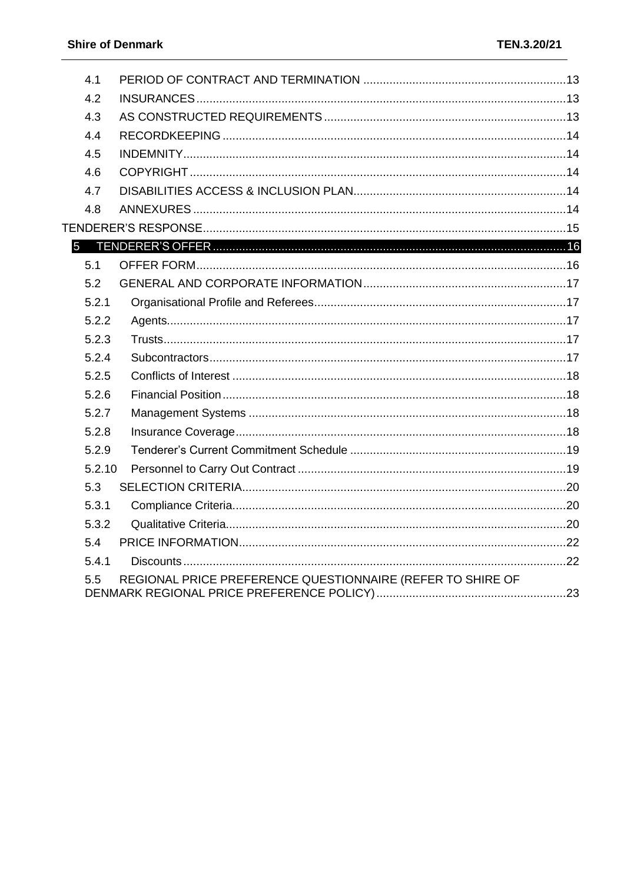4.1 PERIOD OF CONTRACT AND TERMINATION .......... 13
4.2 INSURANCES .......... 13
4.3 AS CONSTRUCTED REQUIREMENTS .......... 13
4.4 RECORDKEEPING .......... 14
4.5 INDEMNITY .......... 14
4.6 COPYRIGHT .......... 14
4.7 DISABILITIES ACCESS & INCLUSION PLAN .......... 14
4.8 ANNEXURES .......... 14

TENDERER'S RESPONSE .......... 15

5 TENDERER'S OFFER .......... 16

5.1 OFFER FORM .......... 16
5.2 GENERAL AND CORPORATE INFORMATION .......... 17
5.2.1 Organisational Profile and Referees .......... 17
5.2.2 Agents .......... 17
5.2.3 Trusts .......... 17
5.2.4 Subcontractors .......... 17
5.2.5 Conflicts of Interest .......... 18
5.2.6 Financial Position .......... 18
5.2.7 Management Systems .......... 18
5.2.8 Insurance Coverage .......... 18
5.2.9 Tenderer's Current Commitment Schedule .......... 19
5.2.10 Personnel to Carry Out Contract .......... 19
5.3 SELECTION CRITERIA .......... 20
5.3.1 Compliance Criteria .......... 20
5.3.2 Qualitative Criteria .......... 20
5.4 PRICE INFORMATION .......... 22
5.4.1 Discounts .......... 22
5.5 REGIONAL PRICE PREFERENCE QUESTIONNAIRE (REFER TO SHIRE OF DENMARK REGIONAL PRICE PREFERENCE POLICY) .......... 23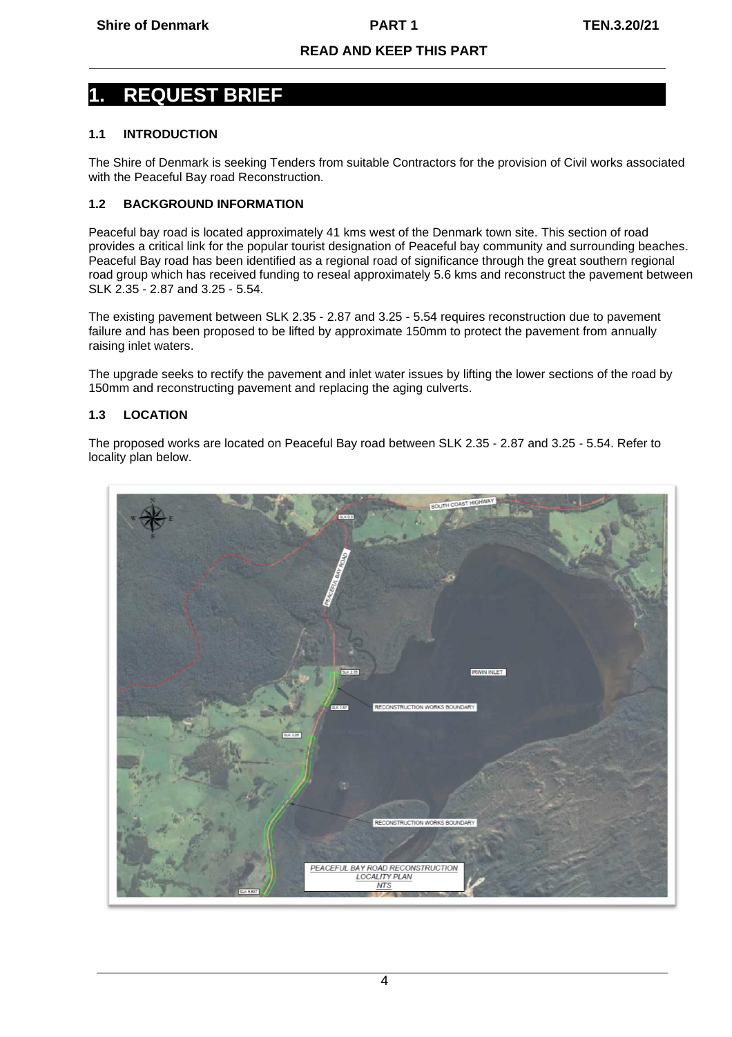# 1. REQUEST BRIEF

### 1.1 INTRODUCTION

The Shire of Denmark is seeking Tenders from suitable Contractors for the provision of Civil works associated with the Peaceful Bay road Reconstruction.

### 1.2 BACKGROUND INFORMATION

Peaceful bay road is located approximately 41 kms west of the Denmark town site. This section of road provides a critical link for the popular tourist designation of Peaceful bay community and surrounding beaches. Peaceful Bay road has been identified as a regional road of significance through the great southern regional road group which has received funding to reseal approximately 5.6 kms and reconstruct the pavement between SLK 2.35 - 2.87 and 3.25 - 5.54.

The existing pavement between SLK 2.35 - 2.87 and 3.25 - 5.54 requires reconstruction due to pavement failure and has been proposed to be lifted by approximate 150mm to protect the pavement from annually raising inlet waters.

The upgrade seeks to rectify the pavement and inlet water issues by lifting the lower sections of the road by 150mm and reconstructing pavement and replacing the aging culverts.

### 1.3 LOCATION

The proposed works are located on Peaceful Bay road between SLK 2.35 - 2.87 and 3.25 - 5.54. Refer to locality plan below.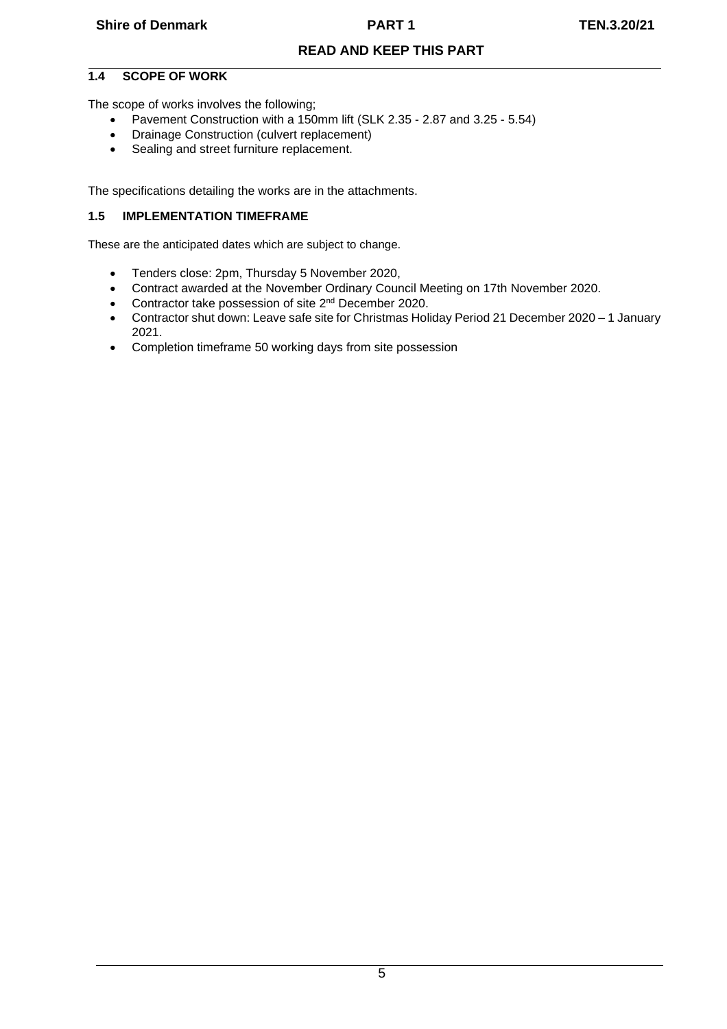## 1.4 SCOPE OF WORK

The scope of works involves the following;

- Pavement Construction with a 150mm lift (SLK 2.35 - 2.87 and 3.25 - 5.54)
- Drainage Construction (culvert replacement)
- Sealing and street furniture replacement.

The specifications detailing the works are in the attachments.

## 1.5 IMPLEMENTATION TIMEFRAME

These are the anticipated dates which are subject to change.

- Tenders close: 2pm, Thursday 5 November 2020,
- Contract awarded at the November Ordinary Council Meeting on 17th November 2020.
- Contractor take possession of site 2nd December 2020.
- Contractor shut down: Leave safe site for Christmas Holiday Period 21 December 2020 – 1 January 2021.
- Completion timeframe 50 working days from site possession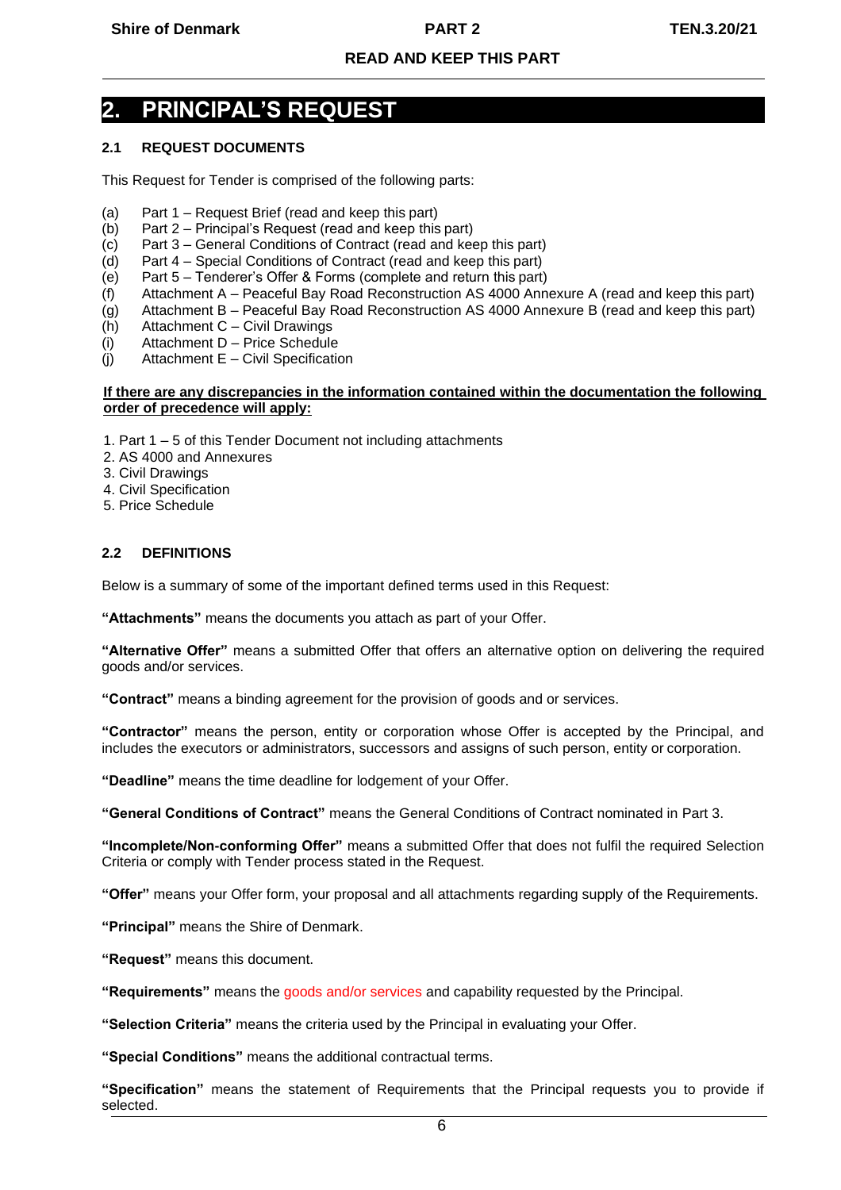# 2. PRINCIPAL'S REQUEST

### 2.1 REQUEST DOCUMENTS

This Request for Tender is comprised of the following parts:

(a) Part 1 – Request Brief (read and keep this part)
(b) Part 2 – Principal's Request (read and keep this part)
(c) Part 3 – General Conditions of Contract (read and keep this part)
(d) Part 4 – Special Conditions of Contract (read and keep this part)
(e) Part 5 – Tenderer's Offer & Forms (complete and return this part)
(f) Attachment A – Peaceful Bay Road Reconstruction AS 4000 Annexure A (read and keep this part)
(g) Attachment B – Peaceful Bay Road Reconstruction AS 4000 Annexure B (read and keep this part)
(h) Attachment C – Civil Drawings
(i) Attachment D – Price Schedule
(j) Attachment E – Civil Specification

**If there are any discrepancies in the information contained within the documentation the following order of precedence will apply:**

1. Part 1 – 5 of this Tender Document not including attachments
2. AS 4000 and Annexures
3. Civil Drawings
4. Civil Specification
5. Price Schedule

### 2.2 DEFINITIONS

Below is a summary of some of the important defined terms used in this Request:

**"Attachments"** means the documents you attach as part of your Offer.

**"Alternative Offer"** means a submitted Offer that offers an alternative option on delivering the required goods and/or services.

**"Contract"** means a binding agreement for the provision of goods and or services.

**"Contractor"** means the person, entity or corporation whose Offer is accepted by the Principal, and includes the executors or administrators, successors and assigns of such person, entity or corporation.

**"Deadline"** means the time deadline for lodgement of your Offer.

**"General Conditions of Contract"** means the General Conditions of Contract nominated in Part 3.

**"Incomplete/Non-conforming Offer"** means a submitted Offer that does not fulfil the required Selection Criteria or comply with Tender process stated in the Request.

**"Offer"** means your Offer form, your proposal and all attachments regarding supply of the Requirements.

**"Principal"** means the Shire of Denmark.

**"Request"** means this document.

**"Requirements"** means the goods and/or services and capability requested by the Principal.

**"Selection Criteria"** means the criteria used by the Principal in evaluating your Offer.

**"Special Conditions"** means the additional contractual terms.

**"Specification"** means the statement of Requirements that the Principal requests you to provide if selected.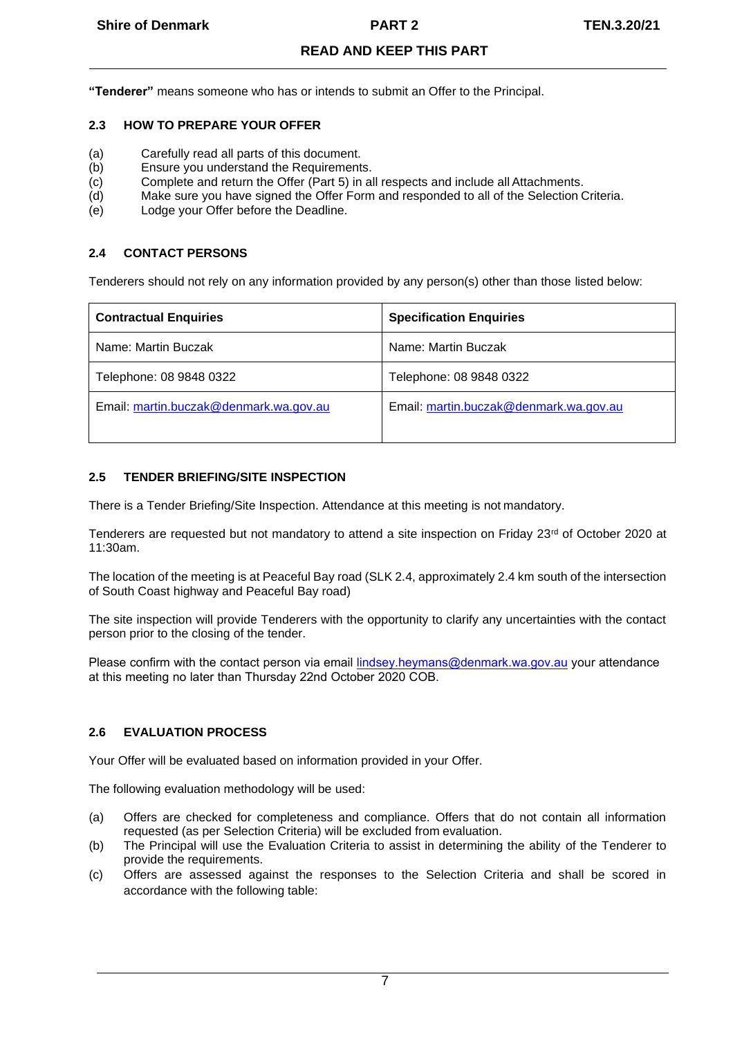**"Tenderer"** means someone who has or intends to submit an Offer to the Principal.

### 2.3 HOW TO PREPARE YOUR OFFER

(a) Carefully read all parts of this document.
(b) Ensure you understand the Requirements.
(c) Complete and return the Offer (Part 5) in all respects and include all Attachments.
(d) Make sure you have signed the Offer Form and responded to all of the Selection Criteria.
(e) Lodge your Offer before the Deadline.

### 2.4 CONTACT PERSONS

Tenderers should not rely on any information provided by any person(s) other than those listed below:

| **Contractual Enquiries** | **Specification Enquiries** |
|---|---|
| Name: Martin Buczak | Name: Martin Buczak |
| Telephone: 08 9848 0322 | Telephone: 08 9848 0322 |
| Email: martin.buczak@denmark.wa.gov.au | Email: martin.buczak@denmark.wa.gov.au |

### 2.5 TENDER BRIEFING/SITE INSPECTION

There is a Tender Briefing/Site Inspection. Attendance at this meeting is not mandatory.

Tenderers are requested but not mandatory to attend a site inspection on Friday 23rd of October 2020 at 11:30am.

The location of the meeting is at Peaceful Bay road (SLK 2.4, approximately 2.4 km south of the intersection of South Coast highway and Peaceful Bay road)

The site inspection will provide Tenderers with the opportunity to clarify any uncertainties with the contact person prior to the closing of the tender.

Please confirm with the contact person via email lindsey.heymans@denmark.wa.gov.au your attendance at this meeting no later than Thursday 22nd October 2020 COB.

### 2.6 EVALUATION PROCESS

Your Offer will be evaluated based on information provided in your Offer.

The following evaluation methodology will be used:

(a) Offers are checked for completeness and compliance. Offers that do not contain all information requested (as per Selection Criteria) will be excluded from evaluation.
(b) The Principal will use the Evaluation Criteria to assist in determining the ability of the Tenderer to provide the requirements.
(c) Offers are assessed against the responses to the Selection Criteria and shall be scored in accordance with the following table: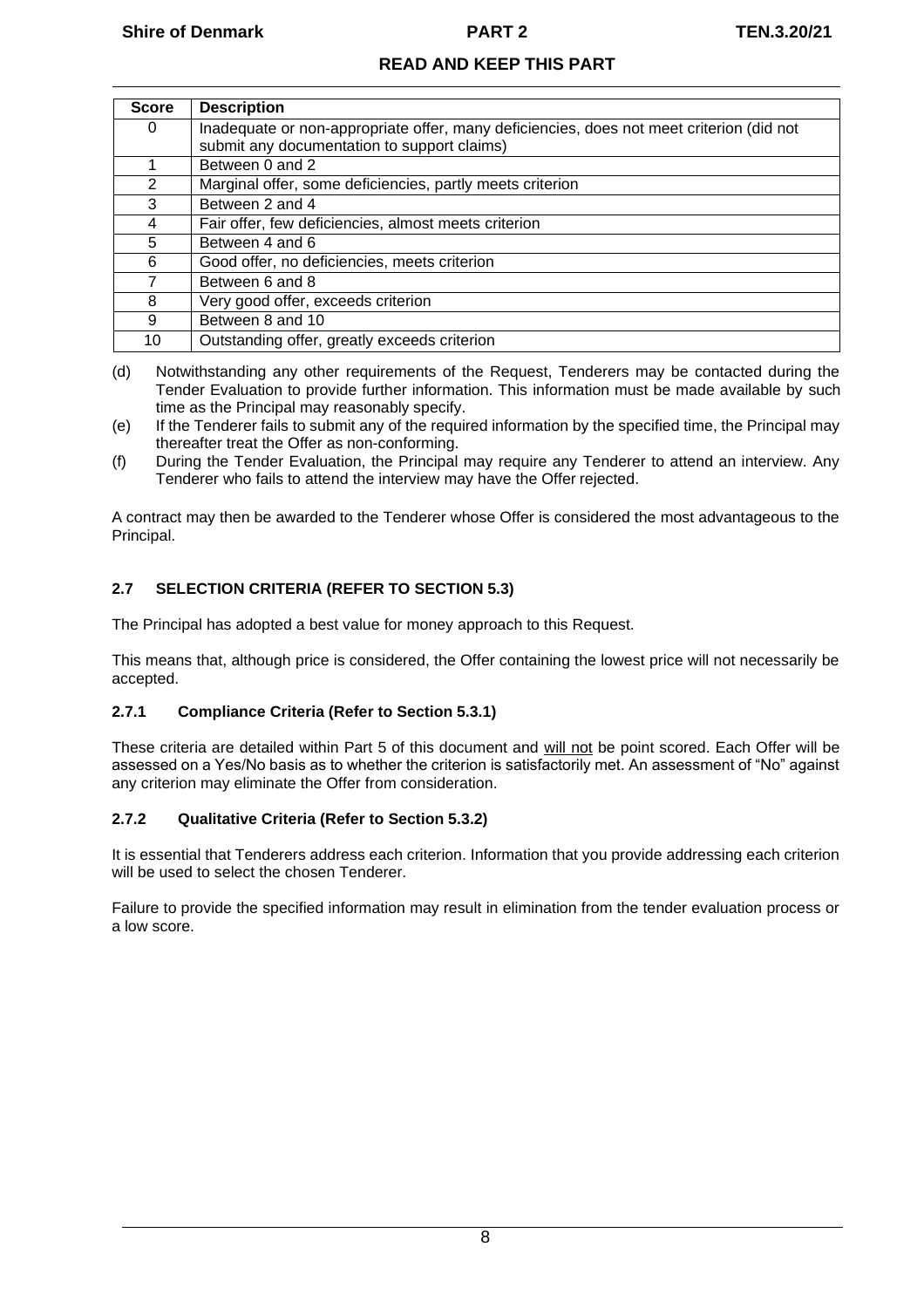| Score | Description |
|---|---|
| 0 | Inadequate or non-appropriate offer, many deficiencies, does not meet criterion (did not submit any documentation to support claims) |
| 1 | Between 0 and 2 |
| 2 | Marginal offer, some deficiencies, partly meets criterion |
| 3 | Between 2 and 4 |
| 4 | Fair offer, few deficiencies, almost meets criterion |
| 5 | Between 4 and 6 |
| 6 | Good offer, no deficiencies, meets criterion |
| 7 | Between 6 and 8 |
| 8 | Very good offer, exceeds criterion |
| 9 | Between 8 and 10 |
| 10 | Outstanding offer, greatly exceeds criterion |

(d) Notwithstanding any other requirements of the Request, Tenderers may be contacted during the Tender Evaluation to provide further information. This information must be made available by such time as the Principal may reasonably specify.

(e) If the Tenderer fails to submit any of the required information by the specified time, the Principal may thereafter treat the Offer as non-conforming.

(f) During the Tender Evaluation, the Principal may require any Tenderer to attend an interview. Any Tenderer who fails to attend the interview may have the Offer rejected.

A contract may then be awarded to the Tenderer whose Offer is considered the most advantageous to the Principal.

## 2.7 SELECTION CRITERIA (REFER TO SECTION 5.3)

The Principal has adopted a best value for money approach to this Request.

This means that, although price is considered, the Offer containing the lowest price will not necessarily be accepted.

### 2.7.1 Compliance Criteria (Refer to Section 5.3.1)

These criteria are detailed within Part 5 of this document and will not be point scored. Each Offer will be assessed on a Yes/No basis as to whether the criterion is satisfactorily met. An assessment of "No" against any criterion may eliminate the Offer from consideration.

### 2.7.2 Qualitative Criteria (Refer to Section 5.3.2)

It is essential that Tenderers address each criterion. Information that you provide addressing each criterion will be used to select the chosen Tenderer.

Failure to provide the specified information may result in elimination from the tender evaluation process or a low score.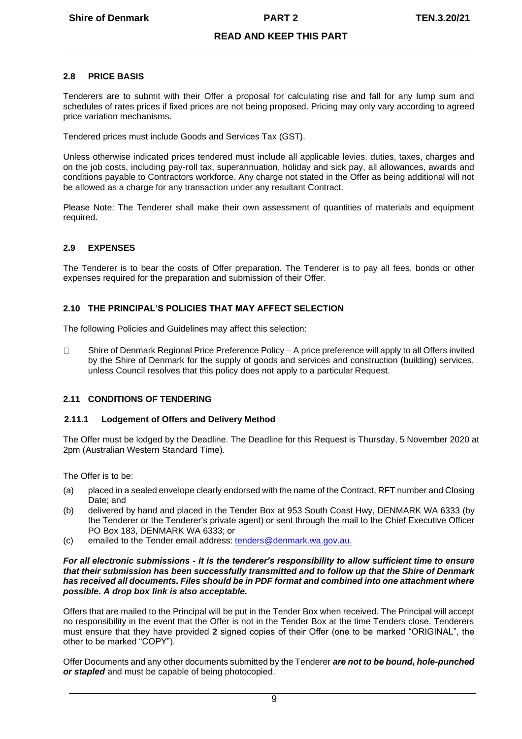## 2.8 PRICE BASIS

Tenderers are to submit with their Offer a proposal for calculating rise and fall for any lump sum and schedules of rates prices if fixed prices are not being proposed. Pricing may only vary according to agreed price variation mechanisms.

Tendered prices must include Goods and Services Tax (GST).

Unless otherwise indicated prices tendered must include all applicable levies, duties, taxes, charges and on the job costs, including pay-roll tax, superannuation, holiday and sick pay, all allowances, awards and conditions payable to Contractors workforce. Any charge not stated in the Offer as being additional will not be allowed as a charge for any transaction under any resultant Contract.

Please Note: The Tenderer shall make their own assessment of quantities of materials and equipment required.

## 2.9 EXPENSES

The Tenderer is to bear the costs of Offer preparation. The Tenderer is to pay all fees, bonds or other expenses required for the preparation and submission of their Offer.

## 2.10 THE PRINCIPAL'S POLICIES THAT MAY AFFECT SELECTION

The following Policies and Guidelines may affect this selection:

- Shire of Denmark Regional Price Preference Policy – A price preference will apply to all Offers invited by the Shire of Denmark for the supply of goods and services and construction (building) services, unless Council resolves that this policy does not apply to a particular Request.

## 2.11 CONDITIONS OF TENDERING

### 2.11.1 Lodgement of Offers and Delivery Method

The Offer must be lodged by the Deadline. The Deadline for this Request is Thursday, 5 November 2020 at 2pm (Australian Western Standard Time).

The Offer is to be:

(a) placed in a sealed envelope clearly endorsed with the name of the Contract, RFT number and Closing Date; and

(b) delivered by hand and placed in the Tender Box at 953 South Coast Hwy, DENMARK WA 6333 (by the Tenderer or the Tenderer's private agent) or sent through the mail to the Chief Executive Officer PO Box 183, DENMARK WA 6333; or

(c) emailed to the Tender email address: tenders@denmark.wa.gov.au.

***For all electronic submissions - it is the tenderer's responsibility to allow sufficient time to ensure that their submission has been successfully transmitted and to follow up that the Shire of Denmark has received all documents. Files should be in PDF format and combined into one attachment where possible. A drop box link is also acceptable.***

Offers that are mailed to the Principal will be put in the Tender Box when received. The Principal will accept no responsibility in the event that the Offer is not in the Tender Box at the time Tenders close. Tenderers must ensure that they have provided **2** signed copies of their Offer (one to be marked "ORIGINAL", the other to be marked "COPY").

Offer Documents and any other documents submitted by the Tenderer ***are not to be bound, hole-punched or stapled*** and must be capable of being photocopied.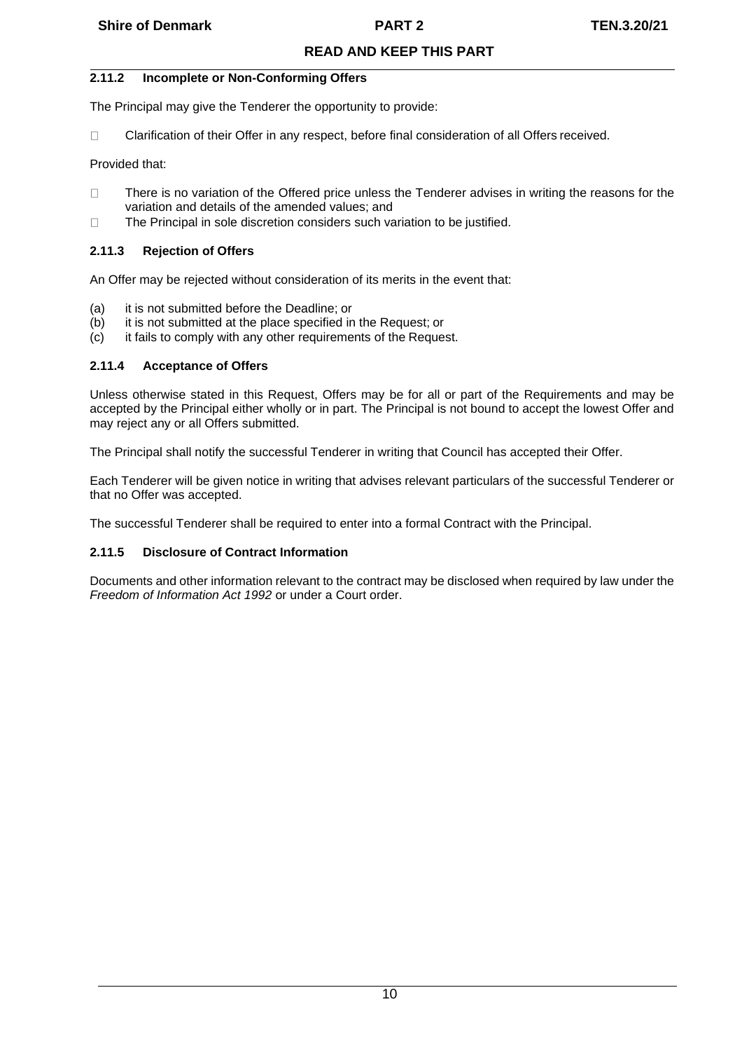### 2.11.2 Incomplete or Non-Conforming Offers

The Principal may give the Tenderer the opportunity to provide:

- Clarification of their Offer in any respect, before final consideration of all Offers received.

Provided that:

- There is no variation of the Offered price unless the Tenderer advises in writing the reasons for the variation and details of the amended values; and
- The Principal in sole discretion considers such variation to be justified.

### 2.11.3 Rejection of Offers

An Offer may be rejected without consideration of its merits in the event that:

(a) it is not submitted before the Deadline; or
(b) it is not submitted at the place specified in the Request; or
(c) it fails to comply with any other requirements of the Request.

### 2.11.4 Acceptance of Offers

Unless otherwise stated in this Request, Offers may be for all or part of the Requirements and may be accepted by the Principal either wholly or in part. The Principal is not bound to accept the lowest Offer and may reject any or all Offers submitted.

The Principal shall notify the successful Tenderer in writing that Council has accepted their Offer.

Each Tenderer will be given notice in writing that advises relevant particulars of the successful Tenderer or that no Offer was accepted.

The successful Tenderer shall be required to enter into a formal Contract with the Principal.

### 2.11.5 Disclosure of Contract Information

Documents and other information relevant to the contract may be disclosed when required by law under the *Freedom of Information Act 1992* or under a Court order.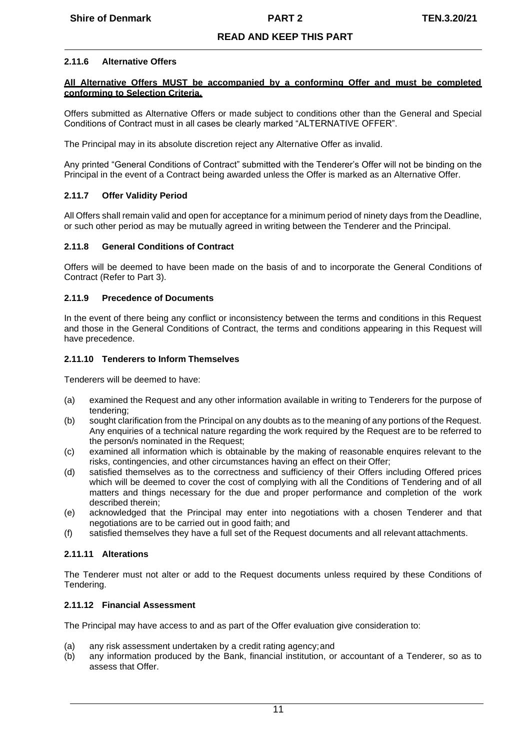### 2.11.6 Alternative Offers

**All Alternative Offers MUST be accompanied by a conforming Offer and must be completed conforming to Selection Criteria.**

Offers submitted as Alternative Offers or made subject to conditions other than the General and Special Conditions of Contract must in all cases be clearly marked "ALTERNATIVE OFFER".

The Principal may in its absolute discretion reject any Alternative Offer as invalid.

Any printed "General Conditions of Contract" submitted with the Tenderer's Offer will not be binding on the Principal in the event of a Contract being awarded unless the Offer is marked as an Alternative Offer.

### 2.11.7 Offer Validity Period

All Offers shall remain valid and open for acceptance for a minimum period of ninety days from the Deadline, or such other period as may be mutually agreed in writing between the Tenderer and the Principal.

### 2.11.8 General Conditions of Contract

Offers will be deemed to have been made on the basis of and to incorporate the General Conditions of Contract (Refer to Part 3).

### 2.11.9 Precedence of Documents

In the event of there being any conflict or inconsistency between the terms and conditions in this Request and those in the General Conditions of Contract, the terms and conditions appearing in this Request will have precedence.

### 2.11.10 Tenderers to Inform Themselves

Tenderers will be deemed to have:

(a) examined the Request and any other information available in writing to Tenderers for the purpose of tendering;
(b) sought clarification from the Principal on any doubts as to the meaning of any portions of the Request. Any enquiries of a technical nature regarding the work required by the Request are to be referred to the person/s nominated in the Request;
(c) examined all information which is obtainable by the making of reasonable enquires relevant to the risks, contingencies, and other circumstances having an effect on their Offer;
(d) satisfied themselves as to the correctness and sufficiency of their Offers including Offered prices which will be deemed to cover the cost of complying with all the Conditions of Tendering and of all matters and things necessary for the due and proper performance and completion of the work described therein;
(e) acknowledged that the Principal may enter into negotiations with a chosen Tenderer and that negotiations are to be carried out in good faith; and
(f) satisfied themselves they have a full set of the Request documents and all relevant attachments.

### 2.11.11 Alterations

The Tenderer must not alter or add to the Request documents unless required by these Conditions of Tendering.

### 2.11.12 Financial Assessment

The Principal may have access to and as part of the Offer evaluation give consideration to:

(a) any risk assessment undertaken by a credit rating agency; and
(b) any information produced by the Bank, financial institution, or accountant of a Tenderer, so as to assess that Offer.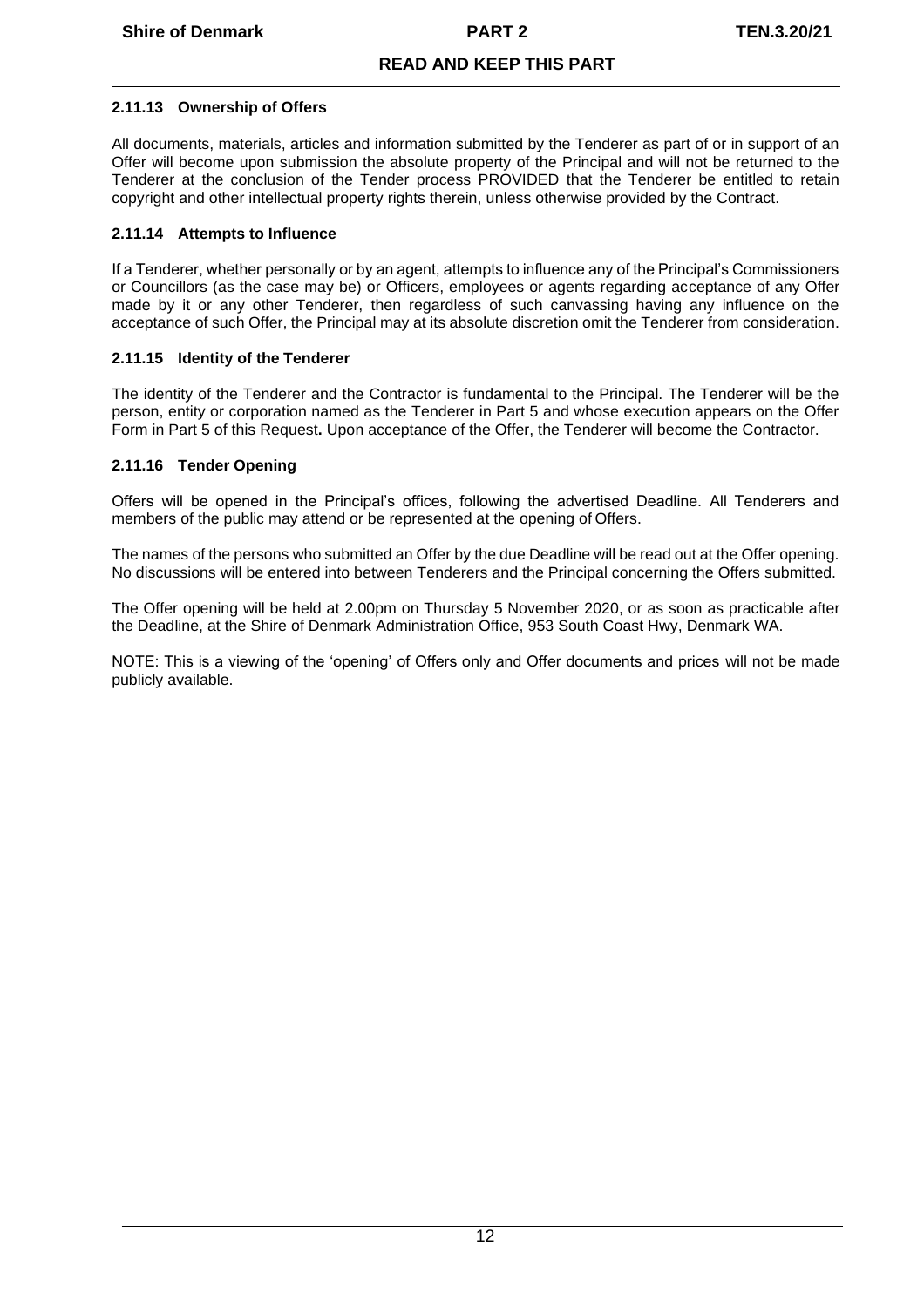#### 2.11.13 Ownership of Offers

All documents, materials, articles and information submitted by the Tenderer as part of or in support of an Offer will become upon submission the absolute property of the Principal and will not be returned to the Tenderer at the conclusion of the Tender process PROVIDED that the Tenderer be entitled to retain copyright and other intellectual property rights therein, unless otherwise provided by the Contract.

#### 2.11.14 Attempts to Influence

If a Tenderer, whether personally or by an agent, attempts to influence any of the Principal's Commissioners or Councillors (as the case may be) or Officers, employees or agents regarding acceptance of any Offer made by it or any other Tenderer, then regardless of such canvassing having any influence on the acceptance of such Offer, the Principal may at its absolute discretion omit the Tenderer from consideration.

#### 2.11.15 Identity of the Tenderer

The identity of the Tenderer and the Contractor is fundamental to the Principal. The Tenderer will be the person, entity or corporation named as the Tenderer in Part 5 and whose execution appears on the Offer Form in Part 5 of this Request**.** Upon acceptance of the Offer, the Tenderer will become the Contractor.

#### 2.11.16 Tender Opening

Offers will be opened in the Principal's offices, following the advertised Deadline. All Tenderers and members of the public may attend or be represented at the opening of Offers.

The names of the persons who submitted an Offer by the due Deadline will be read out at the Offer opening. No discussions will be entered into between Tenderers and the Principal concerning the Offers submitted.

The Offer opening will be held at 2.00pm on Thursday 5 November 2020, or as soon as practicable after the Deadline, at the Shire of Denmark Administration Office, 953 South Coast Hwy, Denmark WA.

NOTE: This is a viewing of the 'opening' of Offers only and Offer documents and prices will not be made publicly available.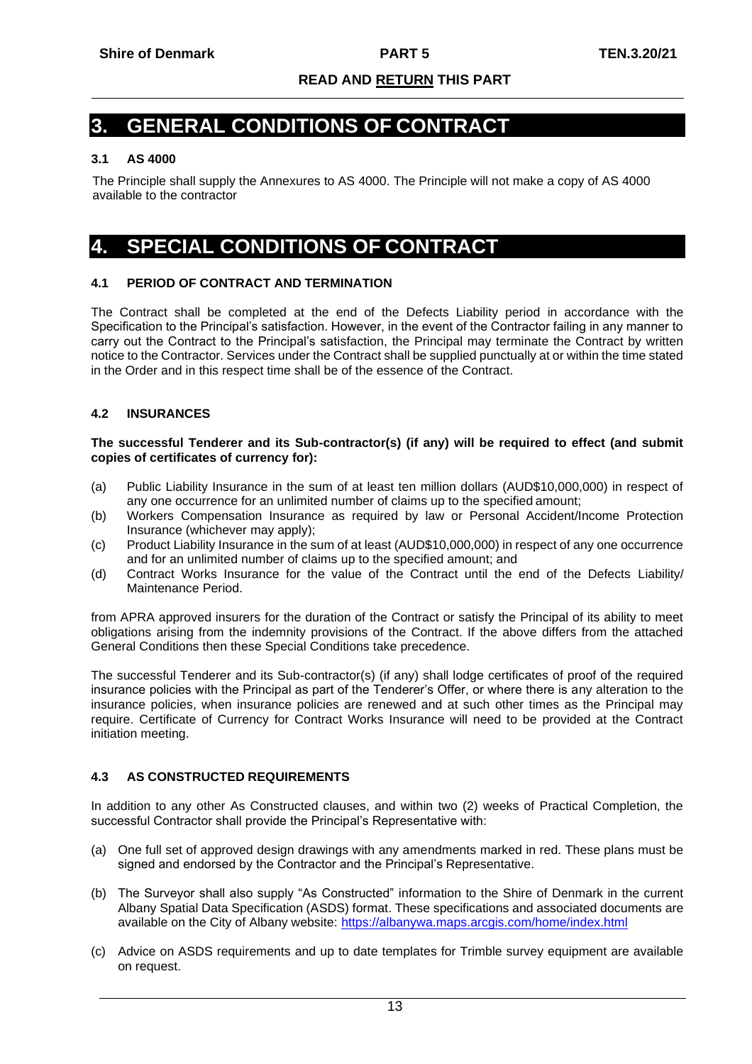**READ AND RETURN THIS PART**

# 3. GENERAL CONDITIONS OF CONTRACT

### 3.1 AS 4000

The Principle shall supply the Annexures to AS 4000. The Principle will not make a copy of AS 4000 available to the contractor

# 4. SPECIAL CONDITIONS OF CONTRACT

### 4.1 PERIOD OF CONTRACT AND TERMINATION

The Contract shall be completed at the end of the Defects Liability period in accordance with the Specification to the Principal's satisfaction. However, in the event of the Contractor failing in any manner to carry out the Contract to the Principal's satisfaction, the Principal may terminate the Contract by written notice to the Contractor. Services under the Contract shall be supplied punctually at or within the time stated in the Order and in this respect time shall be of the essence of the Contract.

### 4.2 INSURANCES

**The successful Tenderer and its Sub-contractor(s) (if any) will be required to effect (and submit copies of certificates of currency for):**

(a) Public Liability Insurance in the sum of at least ten million dollars (AUD$10,000,000) in respect of any one occurrence for an unlimited number of claims up to the specified amount;
(b) Workers Compensation Insurance as required by law or Personal Accident/Income Protection Insurance (whichever may apply);
(c) Product Liability Insurance in the sum of at least (AUD$10,000,000) in respect of any one occurrence and for an unlimited number of claims up to the specified amount; and
(d) Contract Works Insurance for the value of the Contract until the end of the Defects Liability/ Maintenance Period.

from APRA approved insurers for the duration of the Contract or satisfy the Principal of its ability to meet obligations arising from the indemnity provisions of the Contract. If the above differs from the attached General Conditions then these Special Conditions take precedence.

The successful Tenderer and its Sub-contractor(s) (if any) shall lodge certificates of proof of the required insurance policies with the Principal as part of the Tenderer's Offer, or where there is any alteration to the insurance policies, when insurance policies are renewed and at such other times as the Principal may require. Certificate of Currency for Contract Works Insurance will need to be provided at the Contract initiation meeting.

### 4.3 AS CONSTRUCTED REQUIREMENTS

In addition to any other As Constructed clauses, and within two (2) weeks of Practical Completion, the successful Contractor shall provide the Principal's Representative with:

(a) One full set of approved design drawings with any amendments marked in red. These plans must be signed and endorsed by the Contractor and the Principal's Representative.

(b) The Surveyor shall also supply "As Constructed" information to the Shire of Denmark in the current Albany Spatial Data Specification (ASDS) format. These specifications and associated documents are available on the City of Albany website: https://albanywa.maps.arcgis.com/home/index.html

(c) Advice on ASDS requirements and up to date templates for Trimble survey equipment are available on request.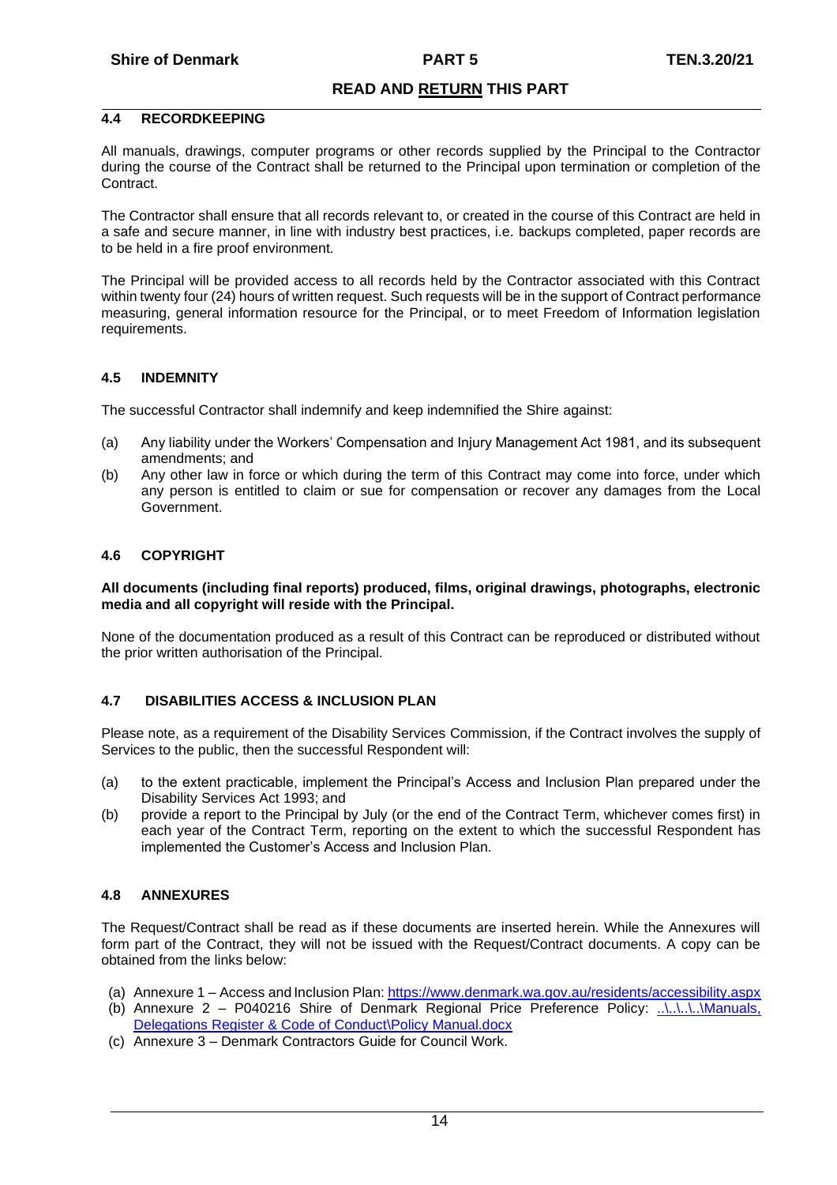READ AND RETURN THIS PART

### 4.4 RECORDKEEPING

All manuals, drawings, computer programs or other records supplied by the Principal to the Contractor during the course of the Contract shall be returned to the Principal upon termination or completion of the Contract.

The Contractor shall ensure that all records relevant to, or created in the course of this Contract are held in a safe and secure manner, in line with industry best practices, i.e. backups completed, paper records are to be held in a fire proof environment.

The Principal will be provided access to all records held by the Contractor associated with this Contract within twenty four (24) hours of written request. Such requests will be in the support of Contract performance measuring, general information resource for the Principal, or to meet Freedom of Information legislation requirements.

### 4.5 INDEMNITY

The successful Contractor shall indemnify and keep indemnified the Shire against:

(a) Any liability under the Workers' Compensation and Injury Management Act 1981, and its subsequent amendments; and
(b) Any other law in force or which during the term of this Contract may come into force, under which any person is entitled to claim or sue for compensation or recover any damages from the Local Government.

### 4.6 COPYRIGHT

**All documents (including final reports) produced, films, original drawings, photographs, electronic media and all copyright will reside with the Principal.**

None of the documentation produced as a result of this Contract can be reproduced or distributed without the prior written authorisation of the Principal.

### 4.7 DISABILITIES ACCESS & INCLUSION PLAN

Please note, as a requirement of the Disability Services Commission, if the Contract involves the supply of Services to the public, then the successful Respondent will:

(a) to the extent practicable, implement the Principal's Access and Inclusion Plan prepared under the Disability Services Act 1993; and
(b) provide a report to the Principal by July (or the end of the Contract Term, whichever comes first) in each year of the Contract Term, reporting on the extent to which the successful Respondent has implemented the Customer's Access and Inclusion Plan.

### 4.8 ANNEXURES

The Request/Contract shall be read as if these documents are inserted herein. While the Annexures will form part of the Contract, they will not be issued with the Request/Contract documents. A copy can be obtained from the links below:

(a) Annexure 1 – Access and Inclusion Plan: https://www.denmark.wa.gov.au/residents/accessibility.aspx
(b) Annexure 2 – P040216 Shire of Denmark Regional Price Preference Policy: ..\..\..\..\Manuals, Delegations Register & Code of Conduct\Policy Manual.docx
(c) Annexure 3 – Denmark Contractors Guide for Council Work.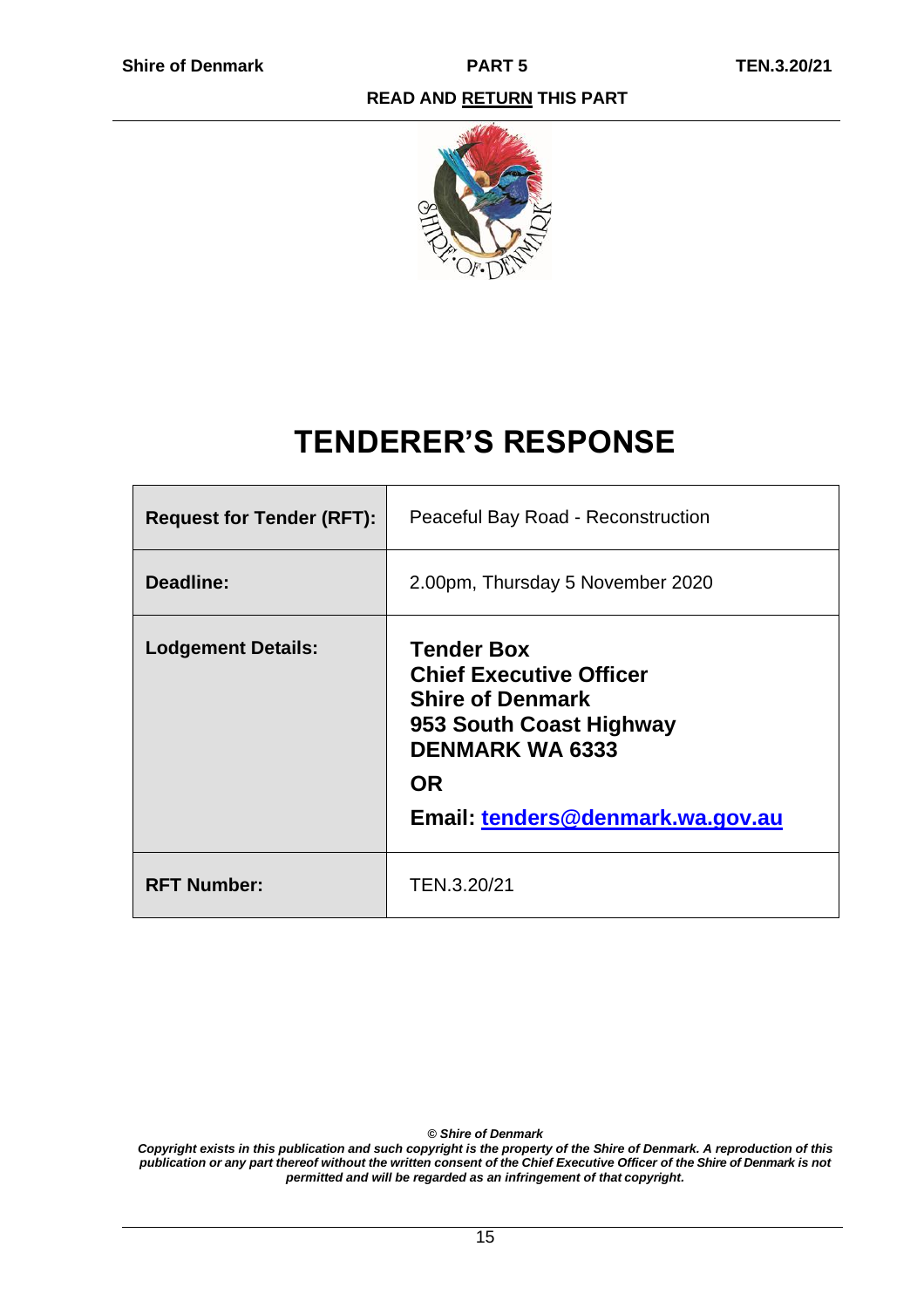**READ AND RETURN THIS PART**

# TENDERER'S RESPONSE

| | |
|---|---|
| **Request for Tender (RFT):** | Peaceful Bay Road - Reconstruction |
| **Deadline:** | 2.00pm, Thursday 5 November 2020 |
| **Lodgement Details:** | **Tender Box**<br>**Chief Executive Officer**<br>**Shire of Denmark**<br>**953 South Coast Highway**<br>**DENMARK WA 6333**<br>**OR**<br>**Email: tenders@denmark.wa.gov.au** |
| **RFT Number:** | TEN.3.20/21 |

***© Shire of Denmark***

***Copyright exists in this publication and such copyright is the property of the Shire of Denmark. A reproduction of this publication or any part thereof without the written consent of the Chief Executive Officer of the Shire of Denmark is not permitted and will be regarded as an infringement of that copyright.***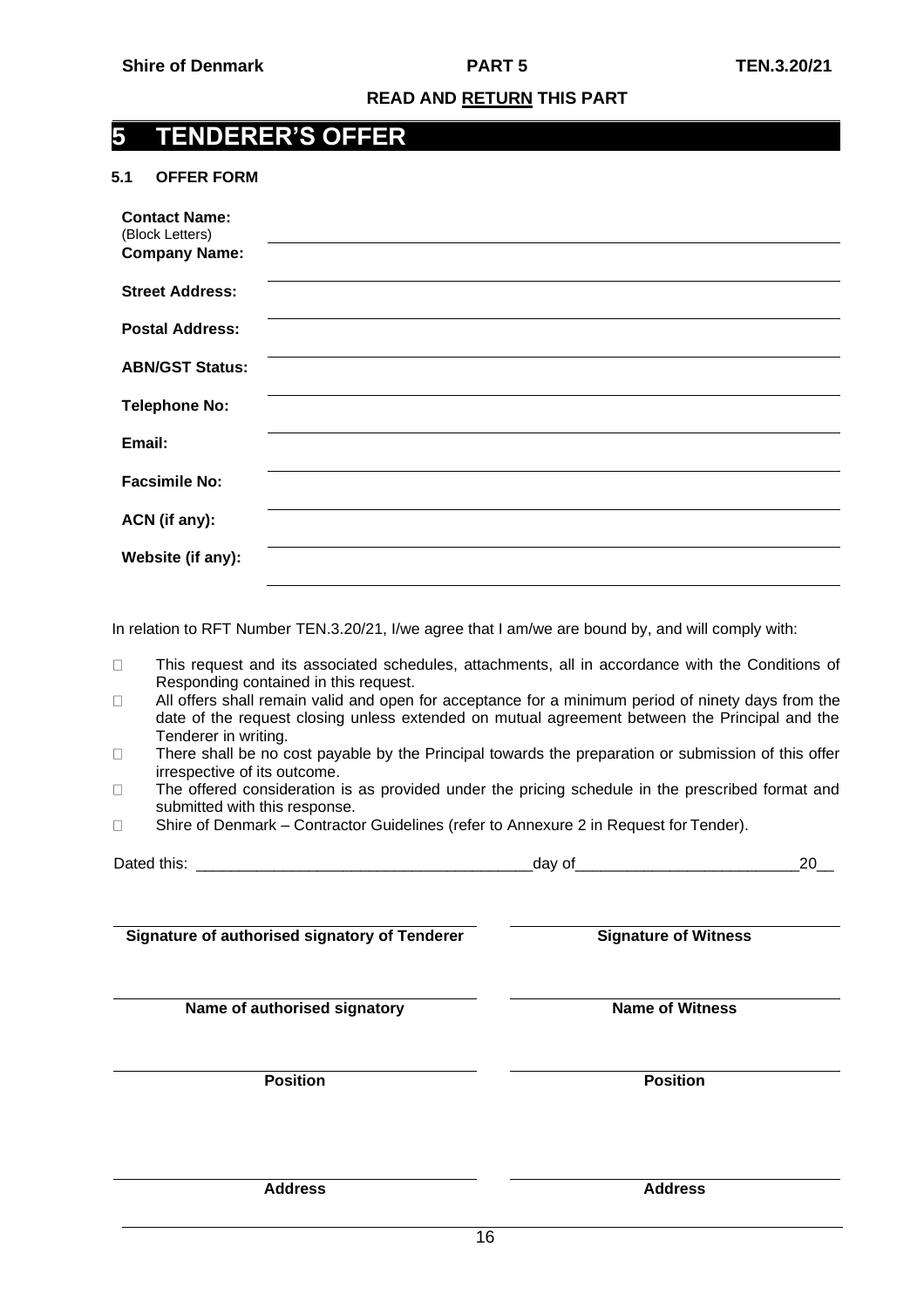**READ AND RETURN THIS PART**

# 5 TENDERER'S OFFER

## 5.1 OFFER FORM

| | |
|---|---|
| **Contact Name:** (Block Letters) | |
| **Company Name:** | |
| **Street Address:** | |
| **Postal Address:** | |
| **ABN/GST Status:** | |
| **Telephone No:** | |
| **Email:** | |
| **Facsimile No:** | |
| **ACN (if any):** | |
| **Website (if any):** | |

In relation to RFT Number TEN.3.20/21, I/we agree that I am/we are bound by, and will comply with:

- This request and its associated schedules, attachments, all in accordance with the Conditions of Responding contained in this request.
- All offers shall remain valid and open for acceptance for a minimum period of ninety days from the date of the request closing unless extended on mutual agreement between the Principal and the Tenderer in writing.
- There shall be no cost payable by the Principal towards the preparation or submission of this offer irrespective of its outcome.
- The offered consideration is as provided under the pricing schedule in the prescribed format and submitted with this response.
- Shire of Denmark – Contractor Guidelines (refer to Annexure 2 in Request for Tender).

Dated this: ______________________________________day of_________________________20__

| | |
|---|---|
| **Signature of authorised signatory of Tenderer** | **Signature of Witness** |
| **Name of authorised signatory** | **Name of Witness** |
| **Position** | **Position** |
| **Address** | **Address** |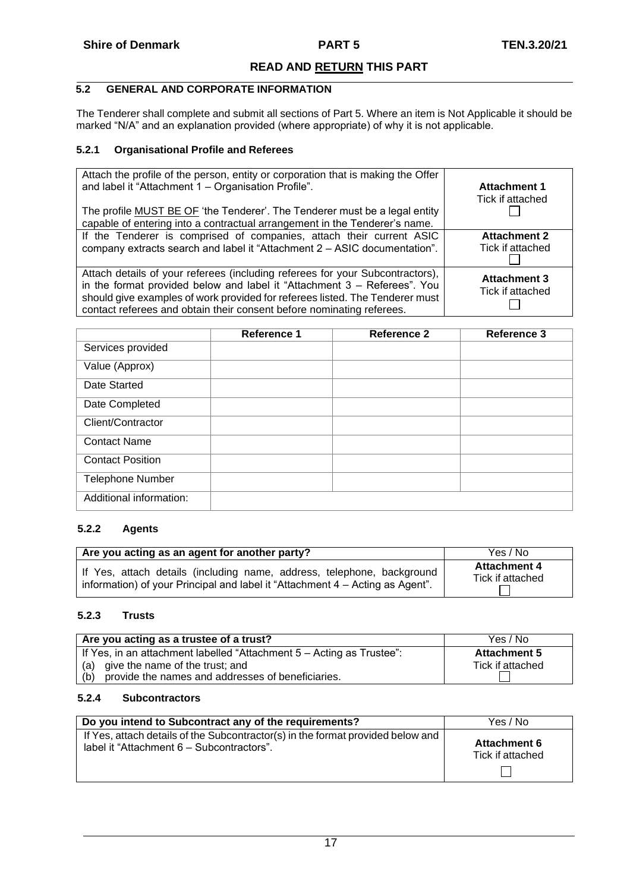## 5.2 GENERAL AND CORPORATE INFORMATION

The Tenderer shall complete and submit all sections of Part 5. Where an item is Not Applicable it should be marked "N/A" and an explanation provided (where appropriate) of why it is not applicable.

### 5.2.1 Organisational Profile and Referees

| | |
|---|---|
| Attach the profile of the person, entity or corporation that is making the Offer and label it "Attachment 1 – Organisation Profile".<br><br>The profile MUST BE OF 'the Tenderer'. The Tenderer must be a legal entity capable of entering into a contractual arrangement in the Tenderer's name. | **Attachment 1**<br>Tick if attached<br>☐ |
| If the Tenderer is comprised of companies, attach their current ASIC company extracts search and label it "Attachment 2 – ASIC documentation". | **Attachment 2**<br>Tick if attached<br>☐ |
| Attach details of your referees (including referees for your Subcontractors), in the format provided below and label it "Attachment 3 – Referees". You should give examples of work provided for referees listed. The Tenderer must contact referees and obtain their consent before nominating referees. | **Attachment 3**<br>Tick if attached<br>☐ |

| | Reference 1 | Reference 2 | Reference 3 |
|---|---|---|---|
| Services provided | | | |
| Value (Approx) | | | |
| Date Started | | | |
| Date Completed | | | |
| Client/Contractor | | | |
| Contact Name | | | |
| Contact Position | | | |
| Telephone Number | | | |
| Additional information: | | | |

### 5.2.2 Agents

| Are you acting as an agent for another party? | Yes / No |
|---|---|
| If Yes, attach details (including name, address, telephone, background information) of your Principal and label it "Attachment 4 – Acting as Agent". | **Attachment 4**<br>Tick if attached<br>☐ |

### 5.2.3 Trusts

| Are you acting as a trustee of a trust? | Yes / No |
|---|---|
| If Yes, in an attachment labelled "Attachment 5 – Acting as Trustee":<br>(a) give the name of the trust; and<br>(b) provide the names and addresses of beneficiaries. | **Attachment 5**<br>Tick if attached<br>☐ |

### 5.2.4 Subcontractors

| Do you intend to Subcontract any of the requirements? | Yes / No |
|---|---|
| If Yes, attach details of the Subcontractor(s) in the format provided below and label it "Attachment 6 – Subcontractors". | **Attachment 6**<br>Tick if attached<br>☐ |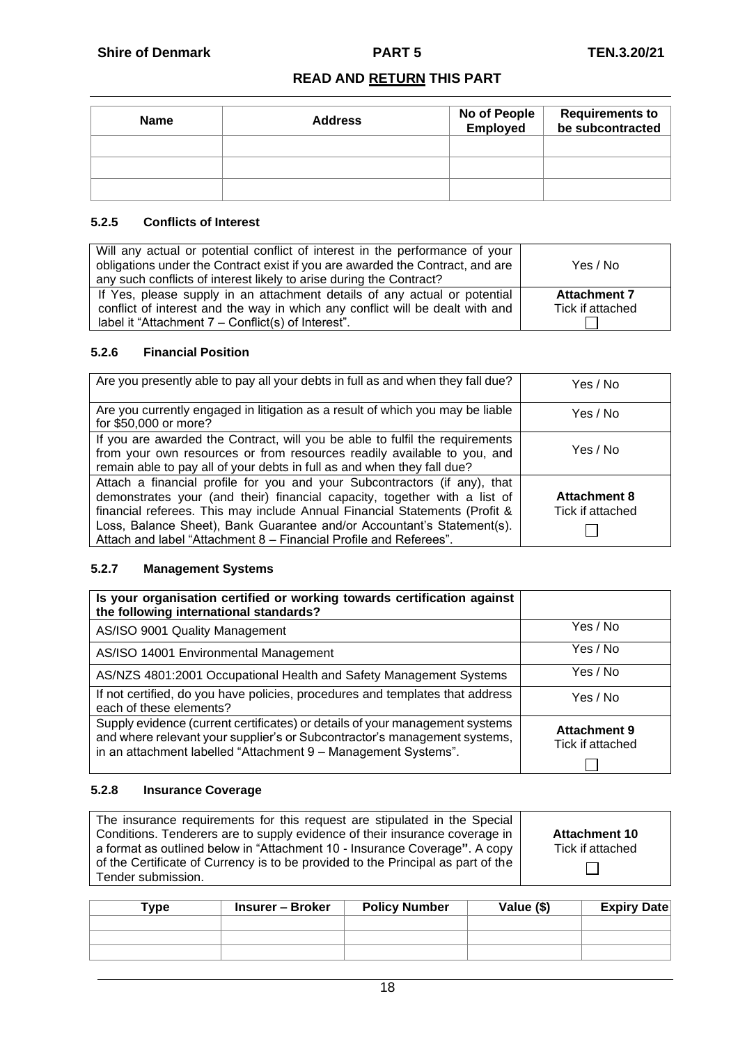**READ AND RETURN THIS PART**

| Name | Address | No of People Employed | Requirements to be subcontracted |
|---|---|---|---|
| | | | |
| | | | |
| | | | |

### 5.2.5 Conflicts of Interest

| | |
|---|---|
| Will any actual or potential conflict of interest in the performance of your obligations under the Contract exist if you are awarded the Contract, and are any such conflicts of interest likely to arise during the Contract? | Yes / No |
| If Yes, please supply in an attachment details of any actual or potential conflict of interest and the way in which any conflict will be dealt with and label it "Attachment 7 – Conflict(s) of Interest". | **Attachment 7** Tick if attached ☐ |

### 5.2.6 Financial Position

| | |
|---|---|
| Are you presently able to pay all your debts in full as and when they fall due? | Yes / No |
| Are you currently engaged in litigation as a result of which you may be liable for $50,000 or more? | Yes / No |
| If you are awarded the Contract, will you be able to fulfil the requirements from your own resources or from resources readily available to you, and remain able to pay all of your debts in full as and when they fall due? | Yes / No |
| Attach a financial profile for you and your Subcontractors (if any), that demonstrates your (and their) financial capacity, together with a list of financial referees. This may include Annual Financial Statements (Profit & Loss, Balance Sheet), Bank Guarantee and/or Accountant's Statement(s). Attach and label "Attachment 8 – Financial Profile and Referees". | **Attachment 8** Tick if attached ☐ |

### 5.2.7 Management Systems

| **Is your organisation certified or working towards certification against the following international standards?** | |
|---|---|
| AS/ISO 9001 Quality Management | Yes / No |
| AS/ISO 14001 Environmental Management | Yes / No |
| AS/NZS 4801:2001 Occupational Health and Safety Management Systems | Yes / No |
| If not certified, do you have policies, procedures and templates that address each of these elements? | Yes / No |
| Supply evidence (current certificates) or details of your management systems and where relevant your supplier's or Subcontractor's management systems, in an attachment labelled "Attachment 9 – Management Systems". | **Attachment 9** Tick if attached ☐ |

### 5.2.8 Insurance Coverage

| | |
|---|---|
| The insurance requirements for this request are stipulated in the Special Conditions. Tenderers are to supply evidence of their insurance coverage in a format as outlined below in "Attachment 10 - Insurance Coverage". A copy of the Certificate of Currency is to be provided to the Principal as part of the Tender submission. | **Attachment 10** Tick if attached ☐ |

| Type | Insurer – Broker | Policy Number | Value ($) | Expiry Date |
|---|---|---|---|---|
| | | | | |
| | | | | |
| | | | | |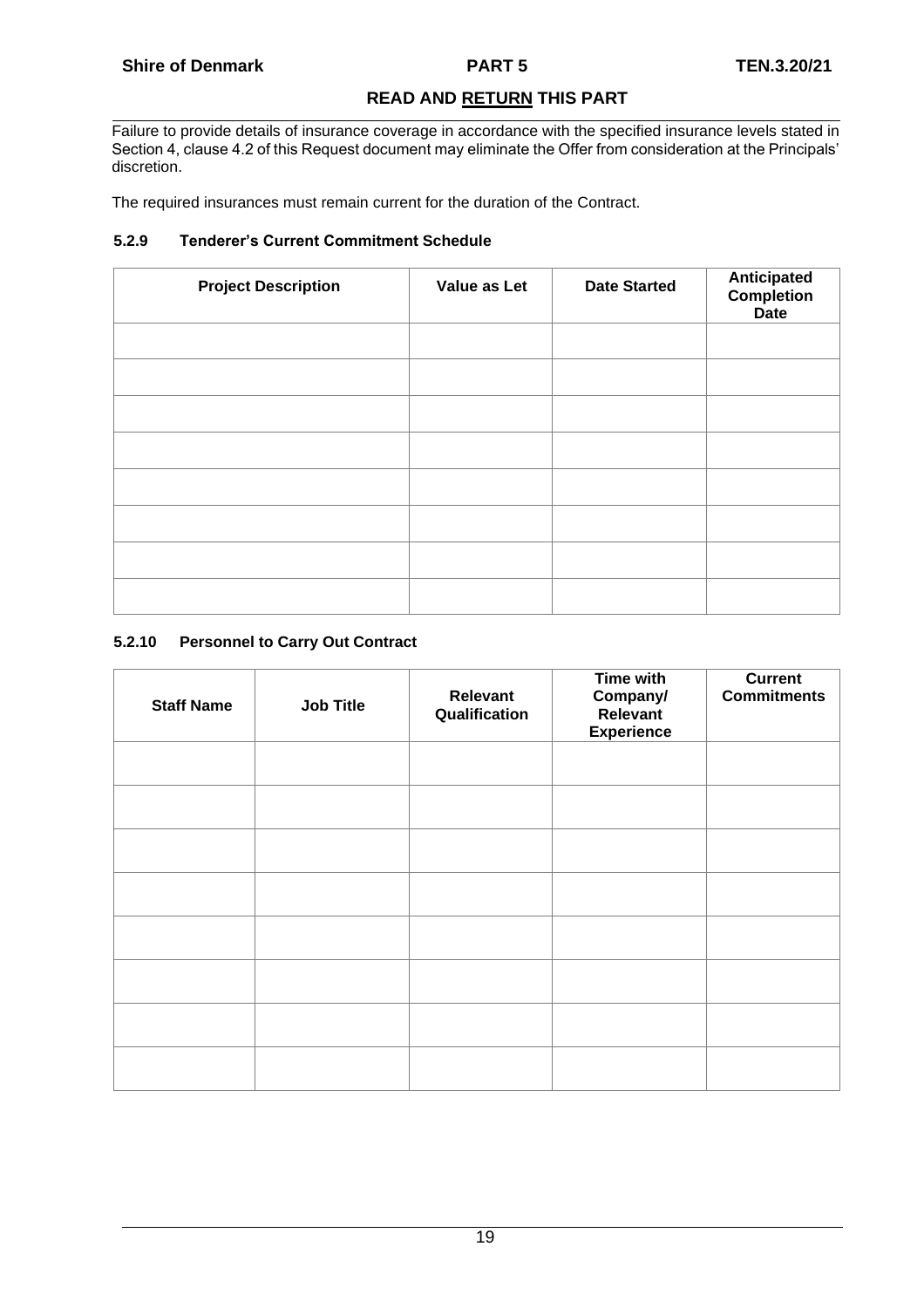**READ AND <u>RETURN</u> THIS PART**

Failure to provide details of insurance coverage in accordance with the specified insurance levels stated in Section 4, clause 4.2 of this Request document may eliminate the Offer from consideration at the Principals' discretion.

The required insurances must remain current for the duration of the Contract.

### 5.2.9 Tenderer's Current Commitment Schedule

| Project Description | Value as Let | Date Started | Anticipated Completion Date |
|---|---|---|---|
| | | | |
| | | | |
| | | | |
| | | | |
| | | | |
| | | | |
| | | | |
| | | | |

### 5.2.10 Personnel to Carry Out Contract

| Staff Name | Job Title | Relevant Qualification | Time with Company/ Relevant Experience | Current Commitments |
|---|---|---|---|---|
| | | | | |
| | | | | |
| | | | | |
| | | | | |
| | | | | |
| | | | | |
| | | | | |
| | | | | |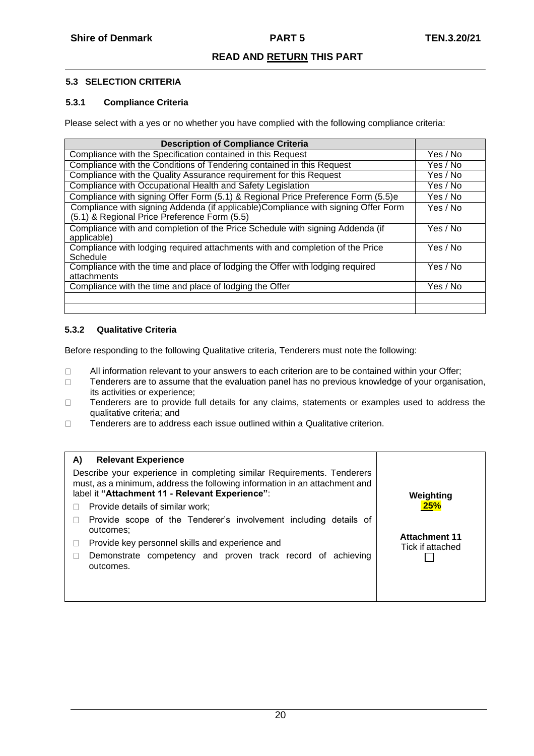**READ AND RETURN THIS PART**

### 5.3 SELECTION CRITERIA

#### 5.3.1 Compliance Criteria

Please select with a yes or no whether you have complied with the following compliance criteria:

| Description of Compliance Criteria | |
|---|---|
| Compliance with the Specification contained in this Request | Yes / No |
| Compliance with the Conditions of Tendering contained in this Request | Yes / No |
| Compliance with the Quality Assurance requirement for this Request | Yes / No |
| Compliance with Occupational Health and Safety Legislation | Yes / No |
| Compliance with signing Offer Form (5.1) & Regional Price Preference Form (5.5)e | Yes / No |
| Compliance with signing Addenda (if applicable)Compliance with signing Offer Form (5.1) & Regional Price Preference Form (5.5) | Yes / No |
| Compliance with and completion of the Price Schedule with signing Addenda (if applicable) | Yes / No |
| Compliance with lodging required attachments with and completion of the Price Schedule | Yes / No |
| Compliance with the time and place of lodging the Offer with lodging required attachments | Yes / No |
| Compliance with the time and place of lodging the Offer | Yes / No |
| | |
| | |

#### 5.3.2 Qualitative Criteria

Before responding to the following Qualitative criteria, Tenderers must note the following:

- All information relevant to your answers to each criterion are to be contained within your Offer;
- Tenderers are to assume that the evaluation panel has no previous knowledge of your organisation, its activities or experience;
- Tenderers are to provide full details for any claims, statements or examples used to address the qualitative criteria; and
- Tenderers are to address each issue outlined within a Qualitative criterion.

| **A) Relevant Experience** | |
|---|---|
| Describe your experience in completing similar Requirements. Tenderers must, as a minimum, address the following information in an attachment and label it **"Attachment 11 - Relevant Experience"**:<br>☐ Provide details of similar work;<br>☐ Provide scope of the Tenderer's involvement including details of outcomes;<br>☐ Provide key personnel skills and experience and<br>☐ Demonstrate competency and proven track record of achieving outcomes. | **Weighting**<br>**25%**<br><br>**Attachment 11**<br>Tick if attached<br>☐ |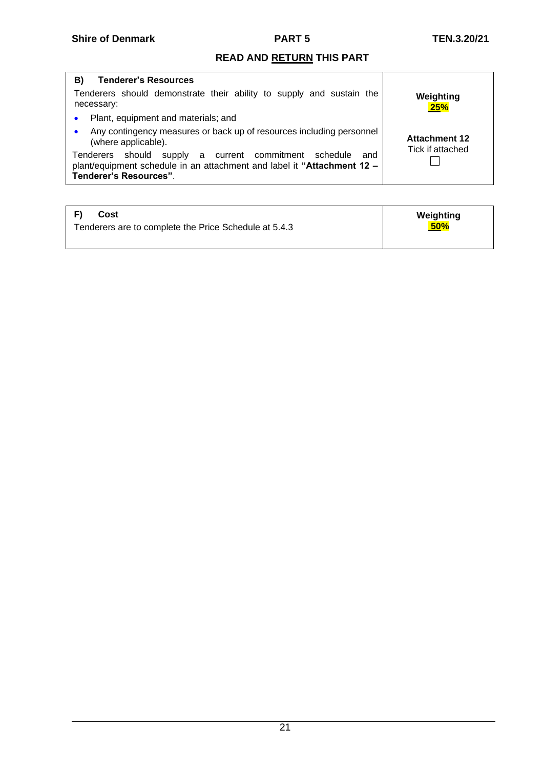## READ AND RETURN THIS PART

| B) **Tenderer's Resources** | |
| --- | --- |
| Tenderers should demonstrate their ability to supply and sustain the necessary:<br>• Plant, equipment and materials; and<br>• Any contingency measures or back up of resources including personnel (where applicable).<br>Tenderers should supply a current commitment schedule and plant/equipment schedule in an attachment and label it **"Attachment 12 – Tenderer's Resources"**. | **Weighting**<br>**25%**<br><br>**Attachment 12**<br>Tick if attached<br>☐ |

| F) **Cost** | |
| --- | --- |
| Tenderers are to complete the Price Schedule at 5.4.3 | **Weighting**<br>**50%** |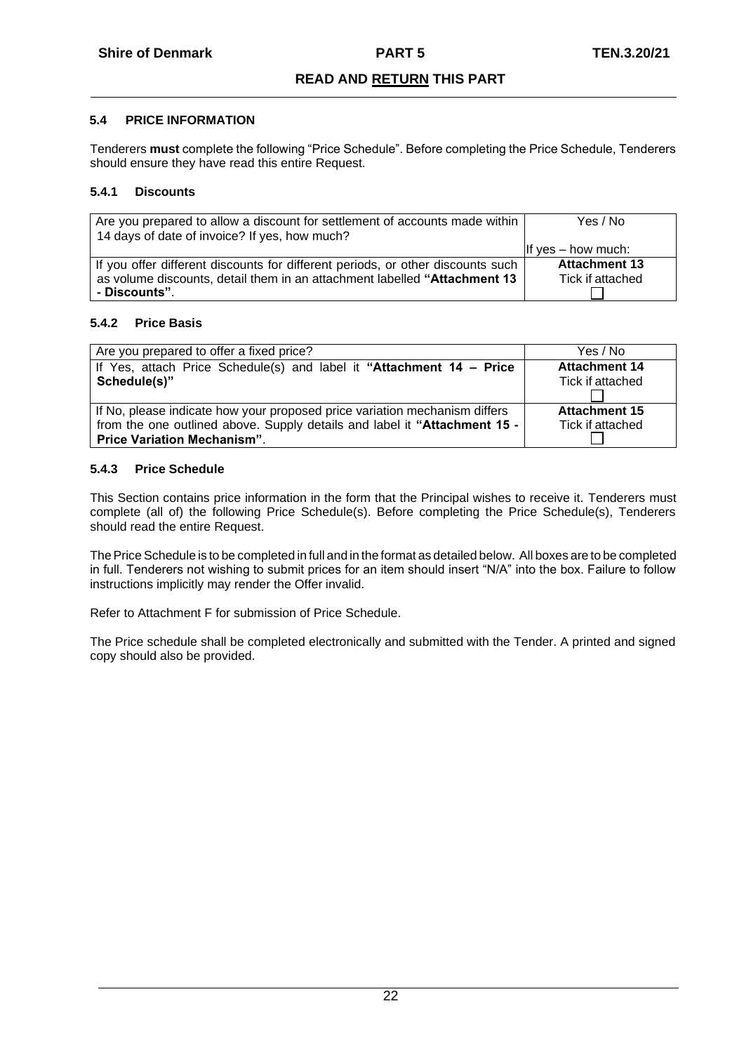## 5.4 PRICE INFORMATION

Tenderers **must** complete the following "Price Schedule". Before completing the Price Schedule, Tenderers should ensure they have read this entire Request.

### 5.4.1 Discounts

| | |
|---|---|
| Are you prepared to allow a discount for settlement of accounts made within 14 days of date of invoice? If yes, how much? | Yes / No<br><br>If yes – how much: |
| If you offer different discounts for different periods, or other discounts such as volume discounts, detail them in an attachment labelled **"Attachment 13 - Discounts"**. | **Attachment 13**<br>Tick if attached<br>☐ |

### 5.4.2 Price Basis

| | |
|---|---|
| Are you prepared to offer a fixed price? | Yes / No |
| If Yes, attach Price Schedule(s) and label it **"Attachment 14 – Price Schedule(s)"** | **Attachment 14**<br>Tick if attached<br>☐ |
| If No, please indicate how your proposed price variation mechanism differs from the one outlined above. Supply details and label it **"Attachment 15 - Price Variation Mechanism"**. | **Attachment 15**<br>Tick if attached<br>☐ |

### 5.4.3 Price Schedule

This Section contains price information in the form that the Principal wishes to receive it. Tenderers must complete (all of) the following Price Schedule(s). Before completing the Price Schedule(s), Tenderers should read the entire Request.

The Price Schedule is to be completed in full and in the format as detailed below. All boxes are to be completed in full. Tenderers not wishing to submit prices for an item should insert "N/A" into the box. Failure to follow instructions implicitly may render the Offer invalid.

Refer to Attachment F for submission of Price Schedule.

The Price schedule shall be completed electronically and submitted with the Tender. A printed and signed copy should also be provided.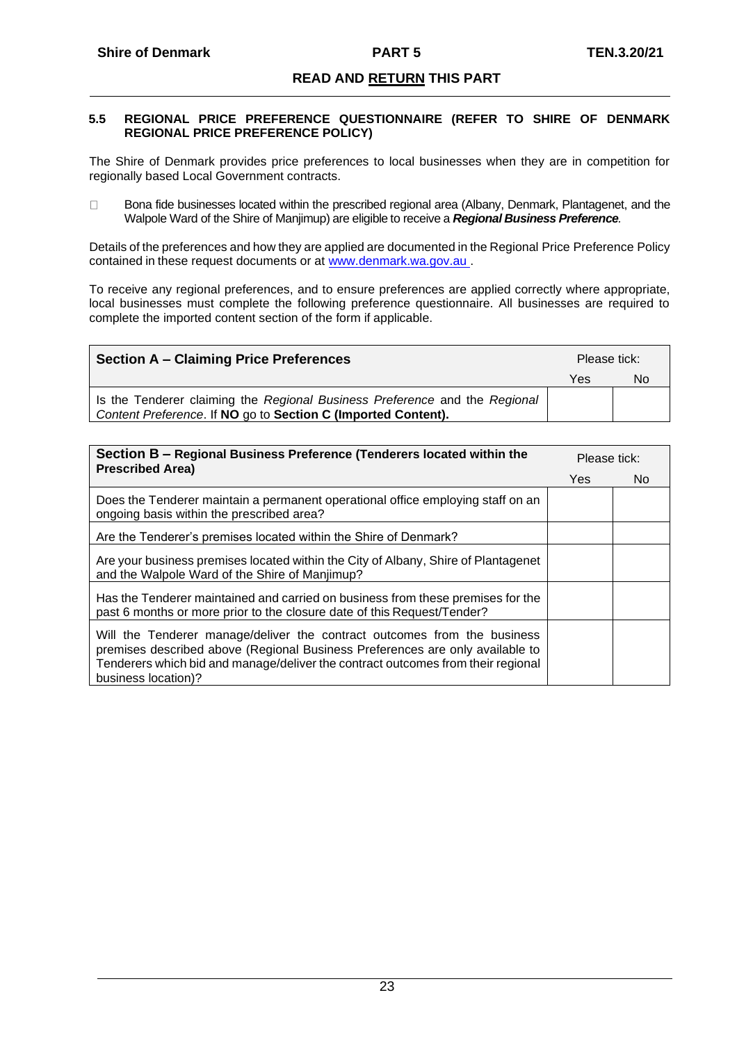**READ AND RETURN THIS PART**

### 5.5 REGIONAL PRICE PREFERENCE QUESTIONNAIRE (REFER TO SHIRE OF DENMARK REGIONAL PRICE PREFERENCE POLICY)

The Shire of Denmark provides price preferences to local businesses when they are in competition for regionally based Local Government contracts.

- Bona fide businesses located within the prescribed regional area (Albany, Denmark, Plantagenet, and the Walpole Ward of the Shire of Manjimup) are eligible to receive a ***Regional Business Preference***.

Details of the preferences and how they are applied are documented in the Regional Price Preference Policy contained in these request documents or at www.denmark.wa.gov.au .

To receive any regional preferences, and to ensure preferences are applied correctly where appropriate, local businesses must complete the following preference questionnaire. All businesses are required to complete the imported content section of the form if applicable.

| **Section A – Claiming Price Preferences** | Please tick: | |
|---|---|---|
| | Yes | No |
| Is the Tenderer claiming the *Regional Business Preference* and the *Regional Content Preference*. If **NO** go to **Section C (Imported Content).** | | |

| **Section B – Regional Business Preference (Tenderers located within the Prescribed Area)** | Please tick: | |
|---|---|---|
| | Yes | No |
| Does the Tenderer maintain a permanent operational office employing staff on an ongoing basis within the prescribed area? | | |
| Are the Tenderer's premises located within the Shire of Denmark? | | |
| Are your business premises located within the City of Albany, Shire of Plantagenet and the Walpole Ward of the Shire of Manjimup? | | |
| Has the Tenderer maintained and carried on business from these premises for the past 6 months or more prior to the closure date of this Request/Tender? | | |
| Will the Tenderer manage/deliver the contract outcomes from the business premises described above (Regional Business Preferences are only available to Tenderers which bid and manage/deliver the contract outcomes from their regional business location)? | | |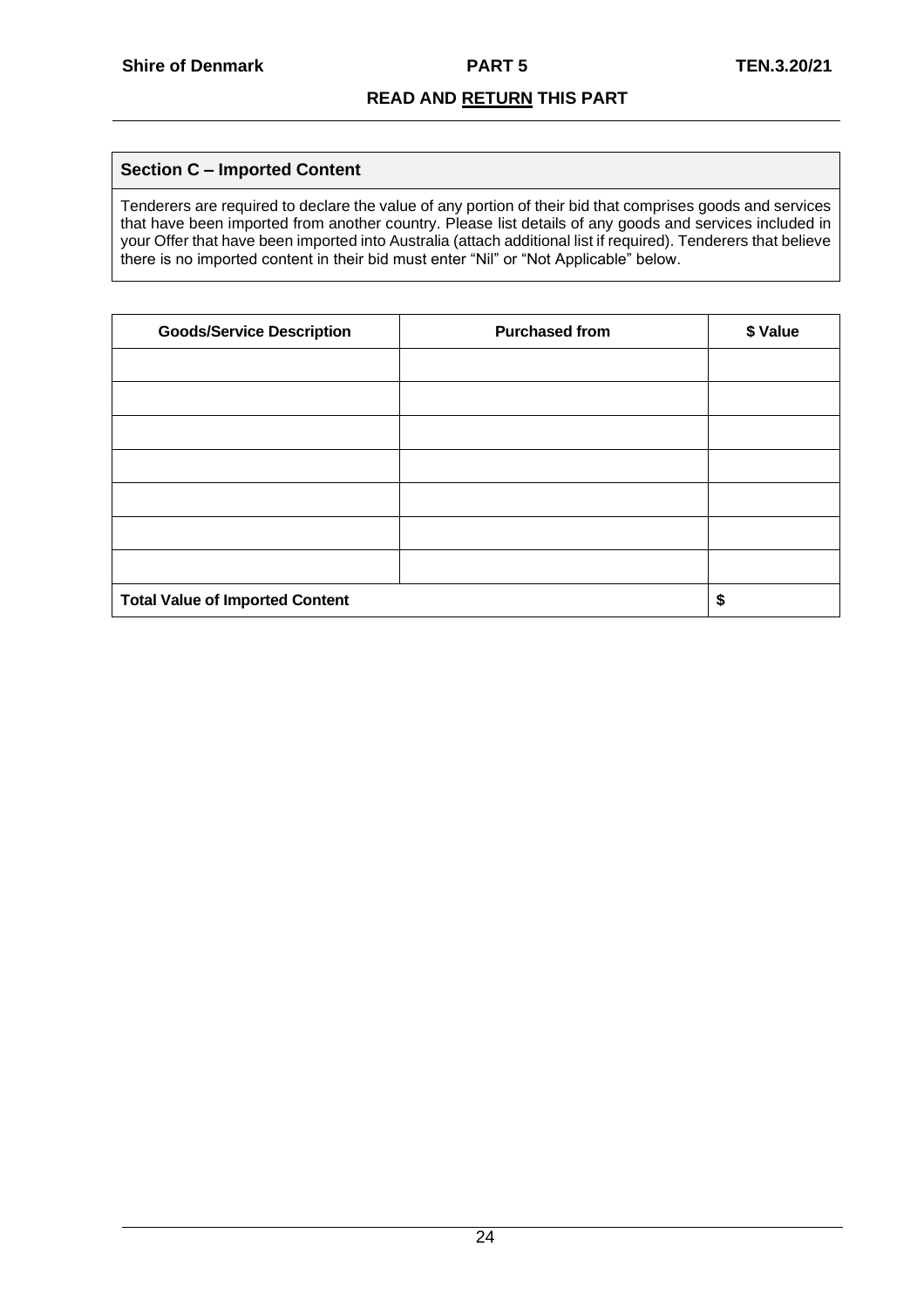**READ AND RETURN THIS PART**

## Section C – Imported Content

Tenderers are required to declare the value of any portion of their bid that comprises goods and services that have been imported from another country. Please list details of any goods and services included in your Offer that have been imported into Australia (attach additional list if required). Tenderers that believe there is no imported content in their bid must enter "Nil" or "Not Applicable" below.

| Goods/Service Description | Purchased from | $ Value |
|---|---|---|
| | | |
| | | |
| | | |
| | | |
| | | |
| | | |
| | | |
| **Total Value of Imported Content** | | **$** |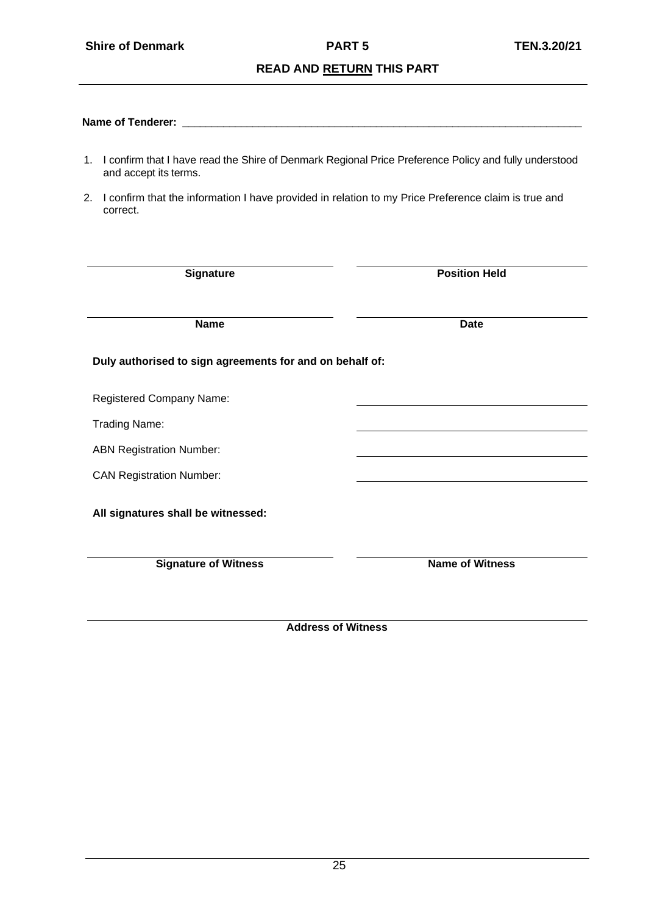**READ AND RETURN THIS PART**

**Name of Tenderer:** ______________________________________________________________________

1. I confirm that I have read the Shire of Denmark Regional Price Preference Policy and fully understood and accept its terms.
2. I confirm that the information I have provided in relation to my Price Preference claim is true and correct.

| | |
|---|---|
| ______________________________ | ______________________________ |
| **Signature** | **Position Held** |
| ______________________________ | ______________________________ |
| **Name** | **Date** |

**Duly authorised to sign agreements for and on behalf of:**

| | |
|---|---|
| Registered Company Name: | ______________________________ |
| Trading Name: | ______________________________ |
| ABN Registration Number: | ______________________________ |
| CAN Registration Number: | ______________________________ |

**All signatures shall be witnessed:**

| | |
|---|---|
| ______________________________ | ______________________________ |
| **Signature of Witness** | **Name of Witness** |

______________________________________________________________________

**Address of Witness**